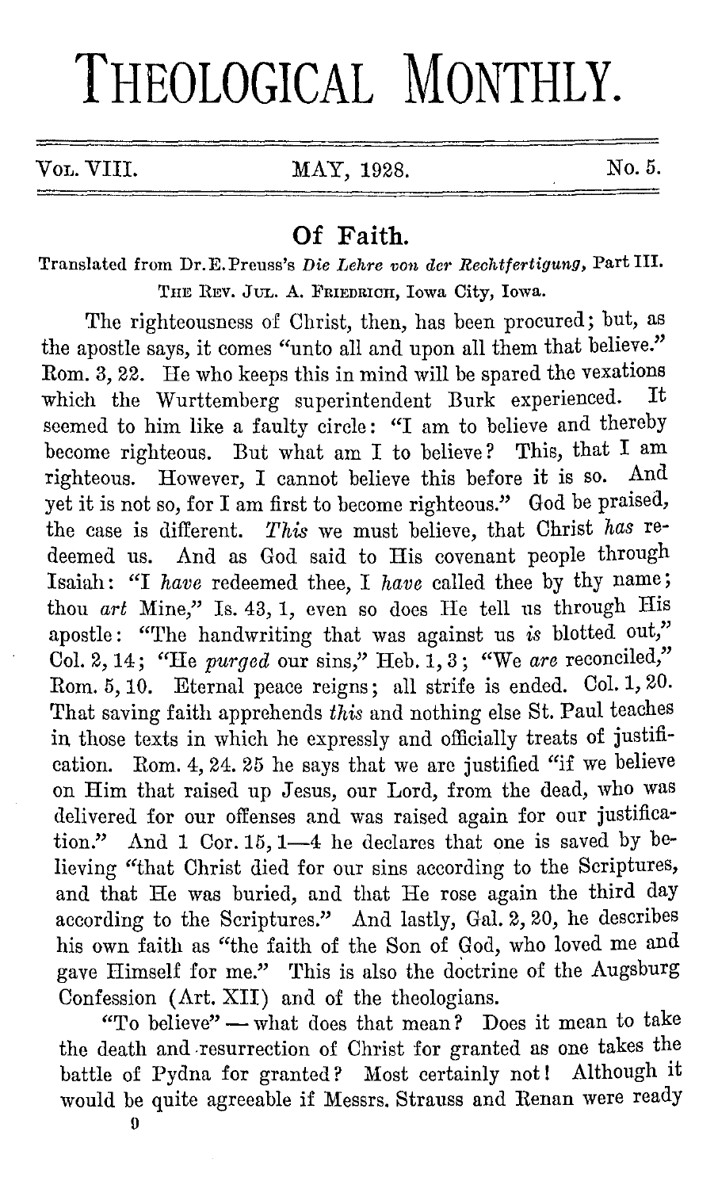# THEOLOGICAL MONTHLY.

Vol. VIII. MAY, 1928. No. 5.

## Of Faith.

Translated from Dr. E. Preuss's *Die Lehre von der Rechtfertigung*, Part III.

The Rev. Jul. A. Friedrich, Iowa City, Iowa.

The righteousness of Christ, then, has been procured; but, as the apostle says, it comes "unto all and upon all them that believe." Rom. 3, 22. He who keeps this in mind will be spared the vexations which the Wurttemberg superintendent Burk experienced. It seemed to him like a faulty circle: "I am to believe and thereby become righteous. But what am I to believe? This, that I am righteous. However, I cannot believe this before it is so. And yet it is not so, for I am first to become righteous." God be praised, the case is different. *This* we must believe, that Christ *has* redeemed us. And as God said to His covenant people through Isaiah: "I *have* redeemed thee, I *have* called thee by thy name; thou *art* Mine," Is. 43, 1, even so does He tell us through His apostle: "The handwriting that was against us *is* blotted out," Col. 2, 14; "He *purged* our sins," Heb. 1, 3; "We *are* reconciled," Rom. 5, 10. Eternal peace reigns; all strife is ended. Col. 1, 20. That saving faith apprehends *this* and nothing else St. Paul teaches in those texts in which he expressly and officially treats of justification. Rom. 4, 24. 25 he says that we are justified "if we believe on Him that raised up Jesus, our Lord, from the dead, who was delivered for our offenses and was raised again for our justification." And 1 Cor. 15, 1—4 he declares that one is saved by believing "that Christ died for our sins according to the Scriptures, and that He was buried, and that He rose again the third day according to the Scriptures." And lastly, Gal. 2, 20, he describes his own faith as "the faith of the Son of God, who loved me and gave Himself for me." This is also the doctrine of the Augsburg Confession (Art. XII) and of the theologians.

"To believe" — what does that mean? Does it mean to take the death and resurrection of Christ for granted as one takes the battle of Pydna for granted? Most certainly not! Although it would be quite agreeable if Messrs. Strauss and Renan were ready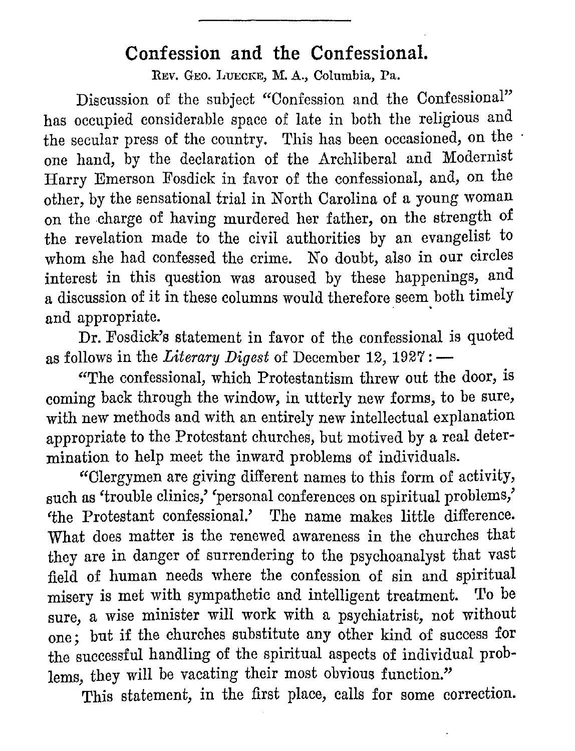## Confession and the Confessional.

Rev. Geo. Luecke, M. A., Columbia, Pa.

Discussion of the subject "Confession and the Confessional" has occupied considerable space of late in both the religious and the secular press of the country. This has been occasioned, on the one hand, by the declaration of the Archliberal and Modernist Harry Emerson Fosdick in favor of the confessional, and, on the other, by the sensational trial in North Carolina of a young woman on the charge of having murdered her father, on the strength of the revelation made to the civil authorities by an evangelist to whom she had confessed the crime. No doubt, also in our circles interest in this question was aroused by these happenings, and a discussion of it in these columns would therefore seem both timely and appropriate.

Dr. Fosdick's statement in favor of the confessional is quoted as follows in the *Literary Digest* of December 12, 1927: —

"The confessional, which Protestantism threw out the door, is coming back through the window, in utterly new forms, to be sure, with new methods and with an entirely new intellectual explanation appropriate to the Protestant churches, but motived by a real determination to help meet the inward problems of individuals.

"Clergymen are giving different names to this form of activity, such as 'trouble clinics,' 'personal conferences on spiritual problems,' 'the Protestant confessional.' The name makes little difference. What does matter is the renewed awareness in the churches that they are in danger of surrendering to the psychoanalyst that vast field of human needs where the confession of sin and spiritual misery is met with sympathetic and intelligent treatment. To be sure, a wise minister will work with a psychiatrist, not without one; but if the churches substitute any other kind of success for the successful handling of the spiritual aspects of individual problems, they will be vacating their most obvious function."

This statement, in the first place, calls for some correction.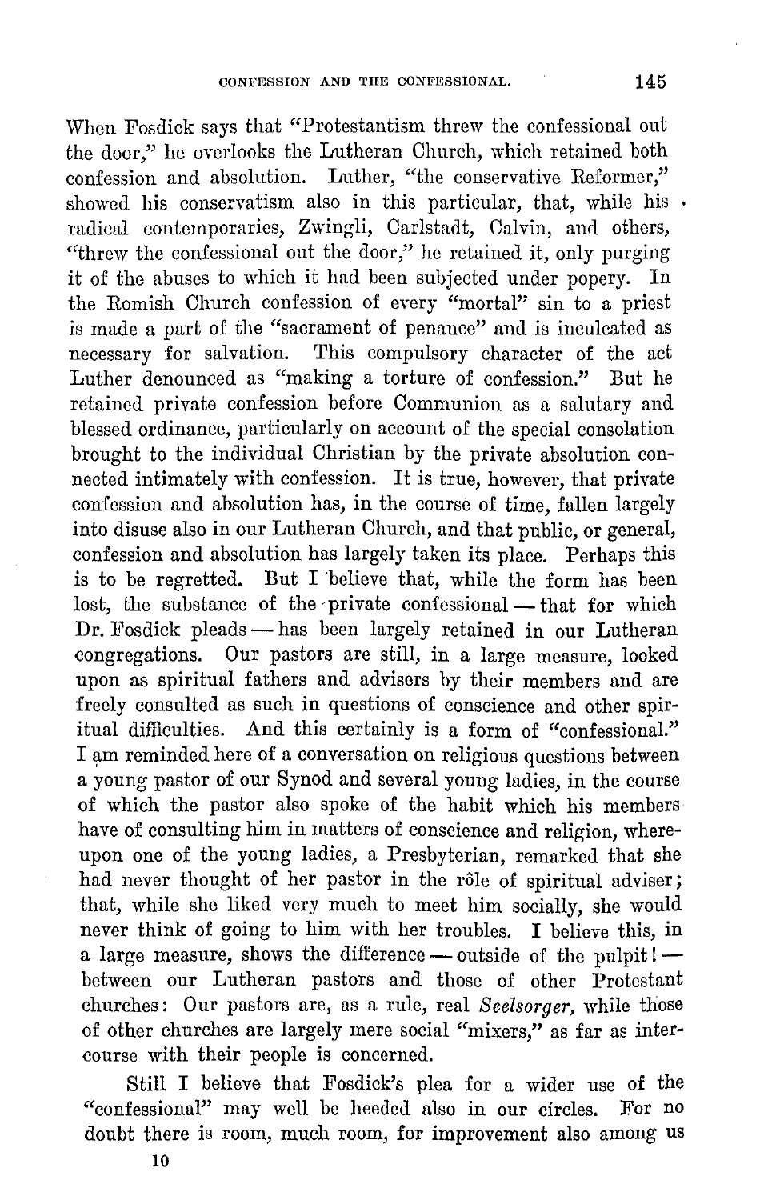When Fosdick says that "Protestantism threw the confessional out the door," he overlooks the Lutheran Church, which retained both confession and absolution. Luther, "the conservative Reformer," showed his conservatism also in this particular, that, while his radical contemporaries, Zwingli, Carlstadt, Calvin, and others, "threw the confessional out the door," he retained it, only purging it of the abuses to which it had been subjected under popery. In the Romish Church confession of every "mortal" sin to a priest is made a part of the "sacrament of penance" and is inculcated as necessary for salvation. This compulsory character of the act Luther denounced as "making a torture of confession." But he retained private confession before Communion as a salutary and blessed ordinance, particularly on account of the special consolation brought to the individual Christian by the private absolution connected intimately with confession. It is true, however, that private confession and absolution has, in the course of time, fallen largely into disuse also in our Lutheran Church, and that public, or general, confession and absolution has largely taken its place. Perhaps this is to be regretted. But I believe that, while the form has been lost, the substance of the private confessional — that for which Dr. Fosdick pleads — has been largely retained in our Lutheran congregations. Our pastors are still, in a large measure, looked upon as spiritual fathers and advisers by their members and are freely consulted as such in questions of conscience and other spiritual difficulties. And this certainly is a form of "confessional." I am reminded here of a conversation on religious questions between a young pastor of our Synod and several young ladies, in the course of which the pastor also spoke of the habit which his members have of consulting him in matters of conscience and religion, whereupon one of the young ladies, a Presbyterian, remarked that she had never thought of her pastor in the rôle of spiritual adviser; that, while she liked very much to meet him socially, she would never think of going to him with her troubles. I believe this, in a large measure, shows the difference — outside of the pulpit! — between our Lutheran pastors and those of other Protestant churches: Our pastors are, as a rule, real *Seelsorger,* while those of other churches are largely mere social "mixers," as far as intercourse with their people is concerned.

Still I believe that Fosdick's plea for a wider use of the "confessional" may well be heeded also in our circles. For no doubt there is room, much room, for improvement also among us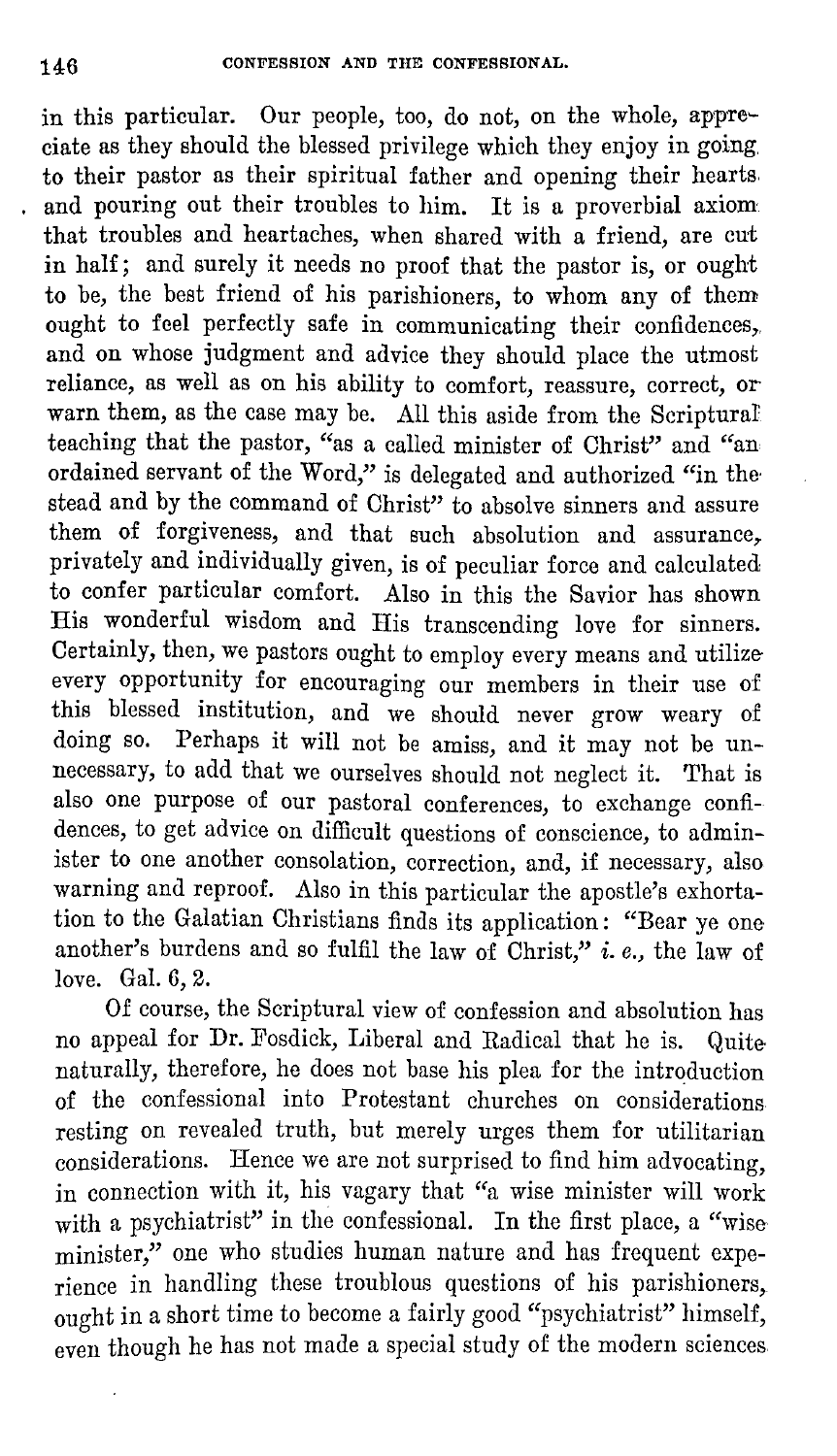in this particular. Our people, too, do not, on the whole, appreciate as they should the blessed privilege which they enjoy in going to their pastor as their spiritual father and opening their hearts and pouring out their troubles to him. It is a proverbial axiom that troubles and heartaches, when shared with a friend, are cut in half; and surely it needs no proof that the pastor is, or ought to be, the best friend of his parishioners, to whom any of them ought to feel perfectly safe in communicating their confidences, and on whose judgment and advice they should place the utmost reliance, as well as on his ability to comfort, reassure, correct, or warn them, as the case may be. All this aside from the Scriptural teaching that the pastor, "as a called minister of Christ" and "an ordained servant of the Word," is delegated and authorized "in the stead and by the command of Christ" to absolve sinners and assure them of forgiveness, and that such absolution and assurance, privately and individually given, is of peculiar force and calculated to confer particular comfort. Also in this the Savior has shown His wonderful wisdom and His transcending love for sinners. Certainly, then, we pastors ought to employ every means and utilize every opportunity for encouraging our members in their use of this blessed institution, and we should never grow weary of doing so. Perhaps it will not be amiss, and it may not be unnecessary, to add that we ourselves should not neglect it. That is also one purpose of our pastoral conferences, to exchange confidences, to get advice on difficult questions of conscience, to administer to one another consolation, correction, and, if necessary, also warning and reproof. Also in this particular the apostle's exhortation to the Galatian Christians finds its application: "Bear ye one another's burdens and so fulfil the law of Christ," *i. e.*, the law of love. Gal. 6, 2.

Of course, the Scriptural view of confession and absolution has no appeal for Dr. Fosdick, Liberal and Radical that he is. Quite naturally, therefore, he does not base his plea for the introduction of the confessional into Protestant churches on considerations resting on revealed truth, but merely urges them for utilitarian considerations. Hence we are not surprised to find him advocating, in connection with it, his vagary that "a wise minister will work with a psychiatrist" in the confessional. In the first place, a "wise minister," one who studies human nature and has frequent experience in handling these troublous questions of his parishioners, ought in a short time to become a fairly good "psychiatrist" himself, even though he has not made a special study of the modern sciences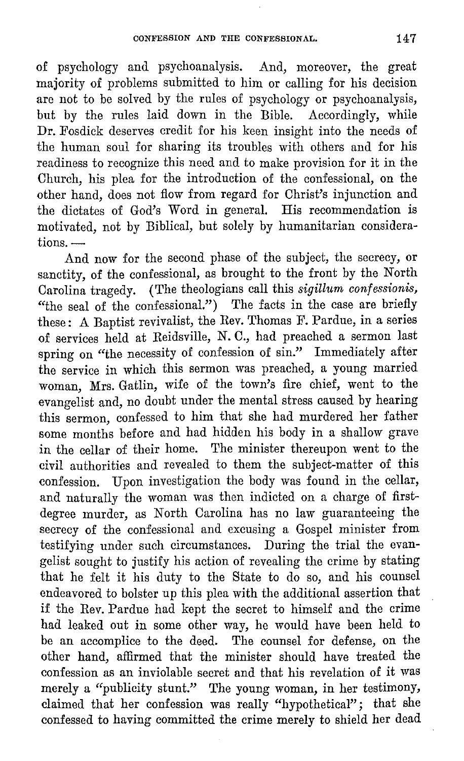of psychology and psychoanalysis. And, moreover, the great majority of problems submitted to him or calling for his decision are not to be solved by the rules of psychology or psychoanalysis, but by the rules laid down in the Bible. Accordingly, while Dr. Fosdick deserves credit for his keen insight into the needs of the human soul for sharing its troubles with others and for his readiness to recognize this need and to make provision for it in the Church, his plea for the introduction of the confessional, on the other hand, does not flow from regard for Christ's injunction and the dictates of God's Word in general. His recommendation is motivated, not by Biblical, but solely by humanitarian considerations. —

And now for the second phase of the subject, the secrecy, or sanctity, of the confessional, as brought to the front by the North Carolina tragedy. (The theologians call this *sigillum confessionis,* "the seal of the confessional.") The facts in the case are briefly these: A Baptist revivalist, the Rev. Thomas F. Pardue, in a series of services held at Reidsville, N. C., had preached a sermon last spring on "the necessity of confession of sin." Immediately after the service in which this sermon was preached, a young married woman, Mrs. Gatlin, wife of the town's fire chief, went to the evangelist and, no doubt under the mental stress caused by hearing this sermon, confessed to him that she had murdered her father some months before and had hidden his body in a shallow grave in the cellar of their home. The minister thereupon went to the civil authorities and revealed to them the subject-matter of this confession. Upon investigation the body was found in the cellar, and naturally the woman was then indicted on a charge of first-degree murder, as North Carolina has no law guaranteeing the secrecy of the confessional and excusing a Gospel minister from testifying under such circumstances. During the trial the evangelist sought to justify his action of revealing the crime by stating that he felt it his duty to the State to do so, and his counsel endeavored to bolster up this plea with the additional assertion that if the Rev. Pardue had kept the secret to himself and the crime had leaked out in some other way, he would have been held to be an accomplice to the deed. The counsel for defense, on the other hand, affirmed that the minister should have treated the confession as an inviolable secret and that his revelation of it was merely a "publicity stunt." The young woman, in her testimony, claimed that her confession was really "hypothetical"; that she confessed to having committed the crime merely to shield her dead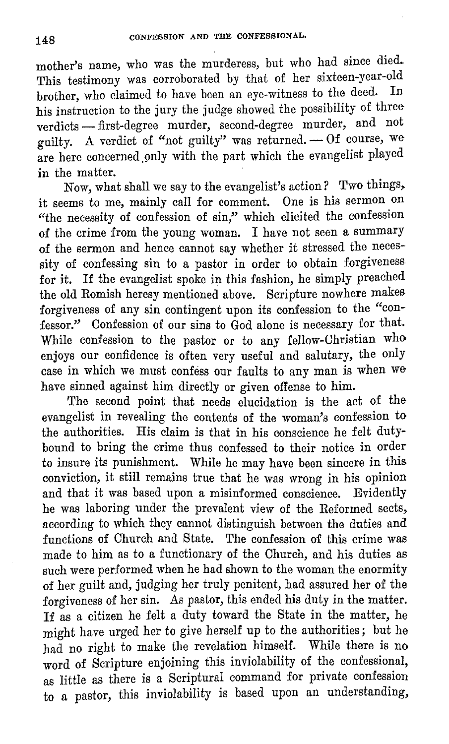mother's name, who was the murderess, but who had since died. This testimony was corroborated by that of her sixteen-year-old brother, who claimed to have been an eye-witness to the deed. In his instruction to the jury the judge showed the possibility of three verdicts — first-degree murder, second-degree murder, and not guilty. A verdict of "not guilty" was returned. — Of course, we are here concerned only with the part which the evangelist played in the matter.

Now, what shall we say to the evangelist's action? Two things, it seems to me, mainly call for comment. One is his sermon on "the necessity of confession of sin," which elicited the confession of the crime from the young woman. I have not seen a summary of the sermon and hence cannot say whether it stressed the necessity of confessing sin to a pastor in order to obtain forgiveness for it. If the evangelist spoke in this fashion, he simply preached the old Romish heresy mentioned above. Scripture nowhere makes forgiveness of any sin contingent upon its confession to the "confessor." Confession of our sins to God alone is necessary for that. While confession to the pastor or to any fellow-Christian who enjoys our confidence is often very useful and salutary, the only case in which we must confess our faults to any man is when we have sinned against him directly or given offense to him.

The second point that needs elucidation is the act of the evangelist in revealing the contents of the woman's confession to the authorities. His claim is that in his conscience he felt duty-bound to bring the crime thus confessed to their notice in order to insure its punishment. While he may have been sincere in this conviction, it still remains true that he was wrong in his opinion and that it was based upon a misinformed conscience. Evidently he was laboring under the prevalent view of the Reformed sects, according to which they cannot distinguish between the duties and functions of Church and State. The confession of this crime was made to him as to a functionary of the Church, and his duties as such were performed when he had shown to the woman the enormity of her guilt and, judging her truly penitent, had assured her of the forgiveness of her sin. As pastor, this ended his duty in the matter. If as a citizen he felt a duty toward the State in the matter, he might have urged her to give herself up to the authorities; but he had no right to make the revelation himself. While there is no word of Scripture enjoining this inviolability of the confessional, as little as there is a Scriptural command for private confession to a pastor, this inviolability is based upon an understanding,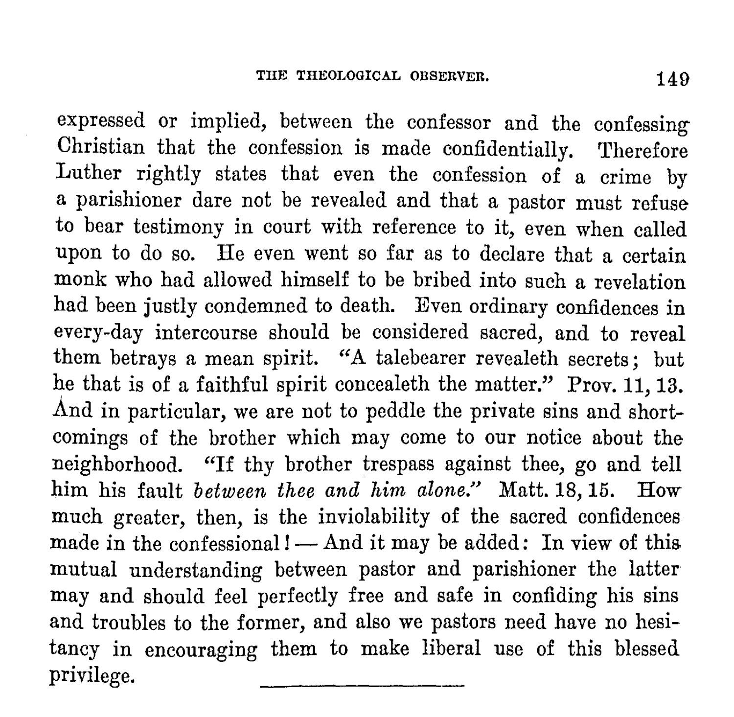expressed or implied, between the confessor and the confessing Christian that the confession is made confidentially. Therefore Luther rightly states that even the confession of a crime by a parishioner dare not be revealed and that a pastor must refuse to bear testimony in court with reference to it, even when called upon to do so. He even went so far as to declare that a certain monk who had allowed himself to be bribed into such a revelation had been justly condemned to death. Even ordinary confidences in every-day intercourse should be considered sacred, and to reveal them betrays a mean spirit. "A talebearer revealeth secrets; but he that is of a faithful spirit concealeth the matter." Prov. 11, 13. And in particular, we are not to peddle the private sins and shortcomings of the brother which may come to our notice about the neighborhood. "If thy brother trespass against thee, go and tell him his fault *between thee and him alone.*" Matt. 18, 15. How much greater, then, is the inviolability of the sacred confidences made in the confessional! — And it may be added: In view of this mutual understanding between pastor and parishioner the latter may and should feel perfectly free and safe in confiding his sins and troubles to the former, and also we pastors need have no hesitancy in encouraging them to make liberal use of this blessed privilege.

---